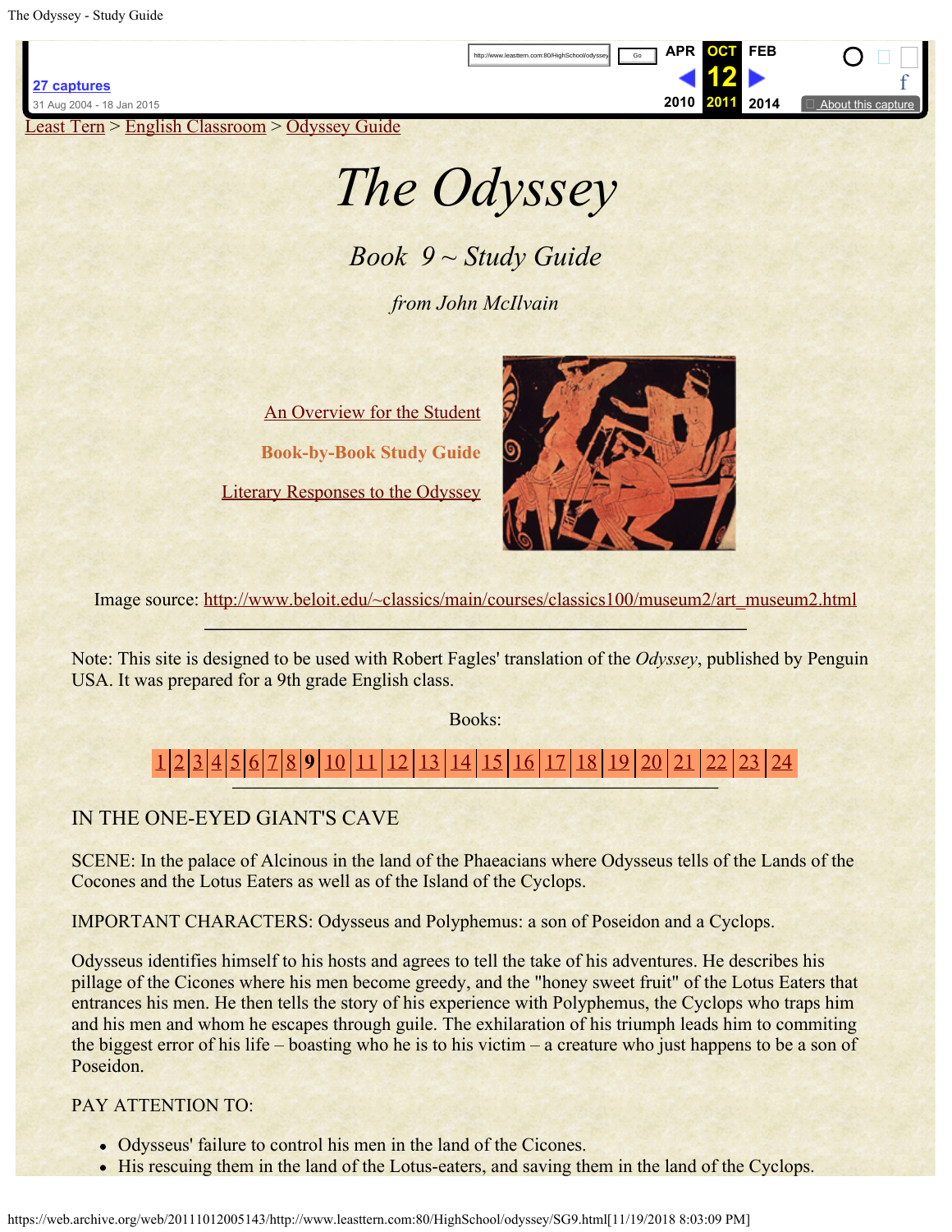Least Tern > English Classroom > Odyssey Guide

# *The Odyssey*

## *Book 9 ~ Study Guide*

*from John McIlvain*

An Overview for the Student

**Book-by-Book Study Guide**

Literary Responses to the Odyssey

Image source: http://www.beloit.edu/~classics/main/courses/classics100/museum2/art_museum2.html

---

Note: This site is designed to be used with Robert Fagles' translation of the *Odyssey*, published by Penguin USA. It was prepared for a 9th grade English class.

Books:

1 | 2 | 3 | 4 | 5 | 6 | 7 | 8 | **9** | 10 | 11 | 12 | 13 | 14 | 15 | 16 | 17 | 18 | 19 | 20 | 21 | 22 | 23 | 24

---

IN THE ONE-EYED GIANT'S CAVE

SCENE: In the palace of Alcinous in the land of the Phaeacians where Odysseus tells of the Lands of the Cocones and the Lotus Eaters as well as of the Island of the Cyclops.

IMPORTANT CHARACTERS: Odysseus and Polyphemus: a son of Poseidon and a Cyclops.

Odysseus identifies himself to his hosts and agrees to tell the take of his adventures. He describes his pillage of the Cicones where his men become greedy, and the "honey sweet fruit" of the Lotus Eaters that entrances his men. He then tells the story of his experience with Polyphemus, the Cyclops who traps him and his men and whom he escapes through guile. The exhilaration of his triumph leads him to commiting the biggest error of his life – boasting who he is to his victim – a creature who just happens to be a son of Poseidon.

PAY ATTENTION TO:

- Odysseus' failure to control his men in the land of the Cicones.
- His rescuing them in the land of the Lotus-eaters, and saving them in the land of the Cyclops.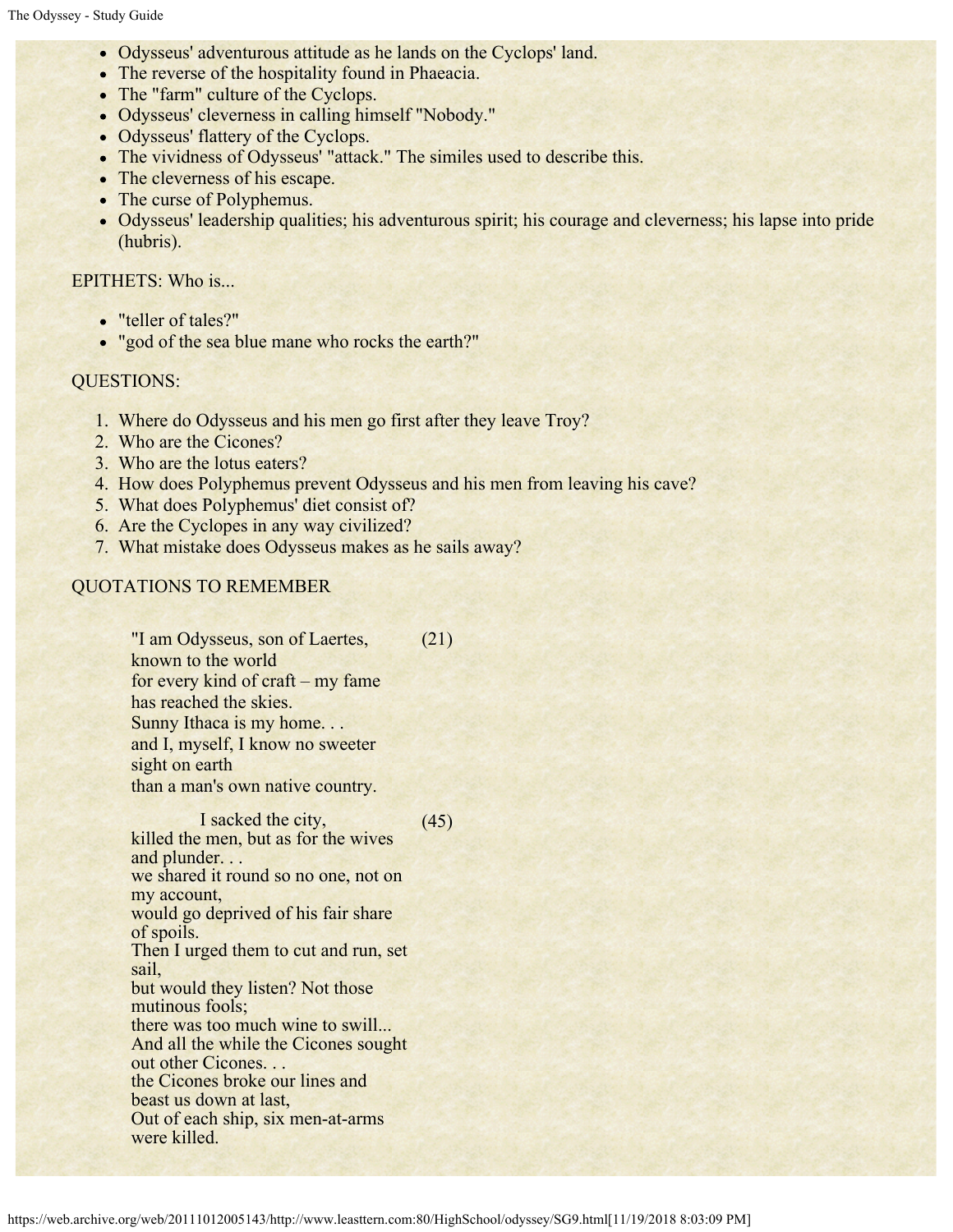- Odysseus' adventurous attitude as he lands on the Cyclops' land.
- The reverse of the hospitality found in Phaeacia.
- The "farm" culture of the Cyclops.
- Odysseus' cleverness in calling himself "Nobody."
- Odysseus' flattery of the Cyclops.
- The vividness of Odysseus' "attack." The similes used to describe this.
- The cleverness of his escape.
- The curse of Polyphemus.
- Odysseus' leadership qualities; his adventurous spirit; his courage and cleverness; his lapse into pride (hubris).

EPITHETS: Who is...

- "teller of tales?"
- "god of the sea blue mane who rocks the earth?"

QUESTIONS:

1. Where do Odysseus and his men go first after they leave Troy?
2. Who are the Cicones?
3. Who are the lotus eaters?
4. How does Polyphemus prevent Odysseus and his men from leaving his cave?
5. What does Polyphemus' diet consist of?
6. Are the Cyclopes in any way civilized?
7. What mistake does Odysseus makes as he sails away?

QUOTATIONS TO REMEMBER

> "I am Odysseus, son of Laertes, known to the world
> for every kind of craft – my fame has reached the skies.
> Sunny Ithaca is my home. . .
> and I, myself, I know no sweeter sight on earth
> than a man's own native country. (21)

> I sacked the city,
> killed the men, but as for the wives and plunder. . .
> we shared it round so no one, not on my account,
> would go deprived of his fair share of spoils.
> Then I urged them to cut and run, set sail,
> but would they listen? Not those mutinous fools;
> there was too much wine to swill...
> And all the while the Cicones sought out other Cicones. . .
> the Cicones broke our lines and beast us down at last,
> Out of each ship, six men-at-arms were killed. (45)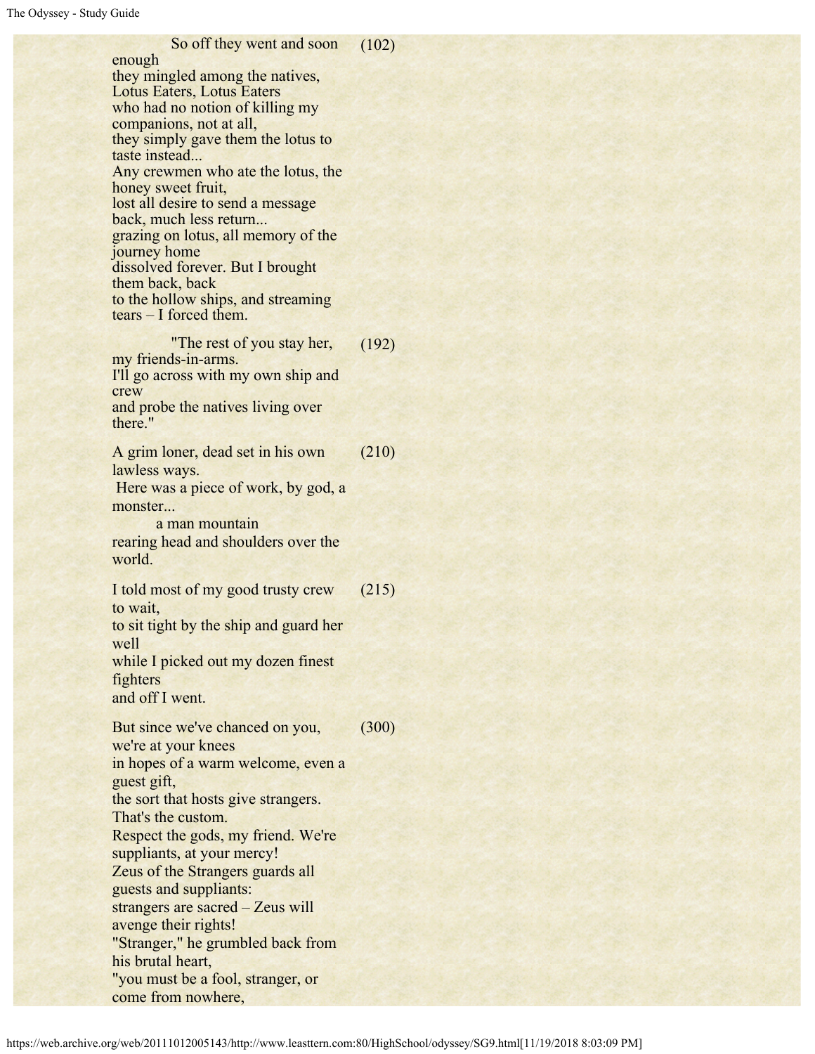So off they went and soon enough (102)
they mingled among the natives, Lotus Eaters, Lotus Eaters
who had no notion of killing my companions, not at all,
they simply gave them the lotus to taste instead...
Any crewmen who ate the lotus, the honey sweet fruit,
lost all desire to send a message back, much less return...
grazing on lotus, all memory of the journey home
dissolved forever. But I brought them back, back
to the hollow ships, and streaming tears – I forced them.

"The rest of you stay her, my friends-in-arms. (192)
I'll go across with my own ship and crew
and probe the natives living over there."

A grim loner, dead set in his own lawless ways. (210)
Here was a piece of work, by god, a monster...
a man mountain
rearing head and shoulders over the world.

I told most of my good trusty crew to wait, (215)
to sit tight by the ship and guard her well
while I picked out my dozen finest fighters
and off I went.

But since we've chanced on you, we're at your knees (300)
in hopes of a warm welcome, even a guest gift,
the sort that hosts give strangers. That's the custom.
Respect the gods, my friend. We're suppliants, at your mercy!
Zeus of the Strangers guards all guests and suppliants:
strangers are sacred – Zeus will avenge their rights!
"Stranger," he grumbled back from his brutal heart,
"you must be a fool, stranger, or come from nowhere,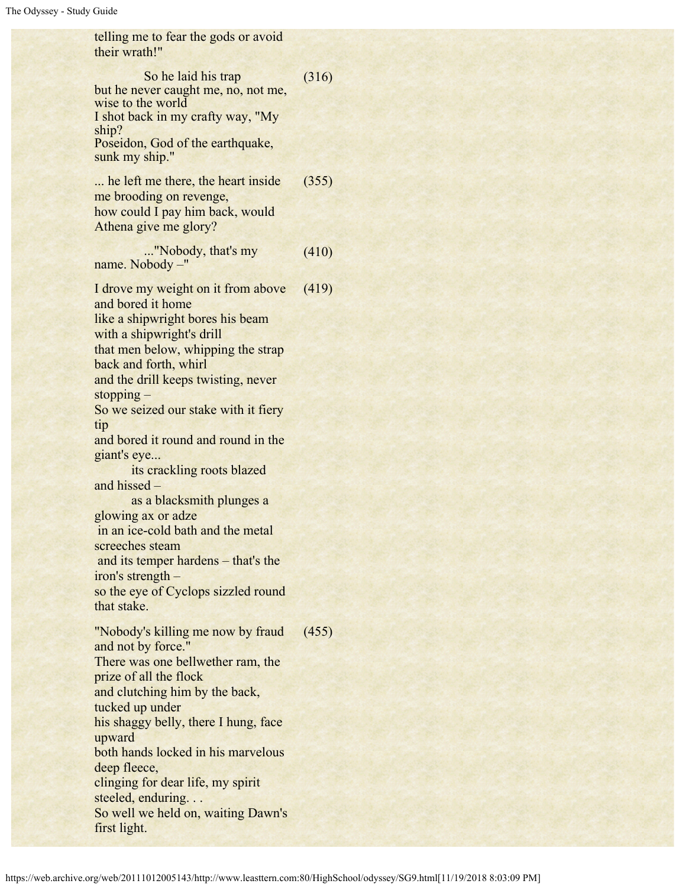telling me to fear the gods or avoid their wrath!"

| | |
|---|---|
| So he laid his trap<br>but he never caught me, no, not me, wise to the world<br>I shot back in my crafty way, "My ship?<br>Poseidon, God of the earthquake, sunk my ship." | (316) |
| ... he left me there, the heart inside me brooding on revenge,<br>how could I pay him back, would Athena give me glory? | (355) |
| ..."Nobody, that's my name. Nobody –" | (410) |
| I drove my weight on it from above and bored it home<br>like a shipwright bores his beam with a shipwright's drill<br>that men below, whipping the strap back and forth, whirl<br>and the drill keeps twisting, never stopping –<br>So we seized our stake with it fiery tip<br>and bored it round and round in the giant's eye...<br>its crackling roots blazed and hissed –<br>as a blacksmith plunges a glowing ax or adze<br>in an ice-cold bath and the metal screeches steam<br>and its temper hardens – that's the iron's strength –<br>so the eye of Cyclops sizzled round that stake. | (419) |
| "Nobody's killing me now by fraud and not by force."<br>There was one bellwether ram, the prize of all the flock<br>and clutching him by the back, tucked up under<br>his shaggy belly, there I hung, face upward<br>both hands locked in his marvelous deep fleece,<br>clinging for dear life, my spirit steeled, enduring. . .<br>So well we held on, waiting Dawn's first light. | (455) |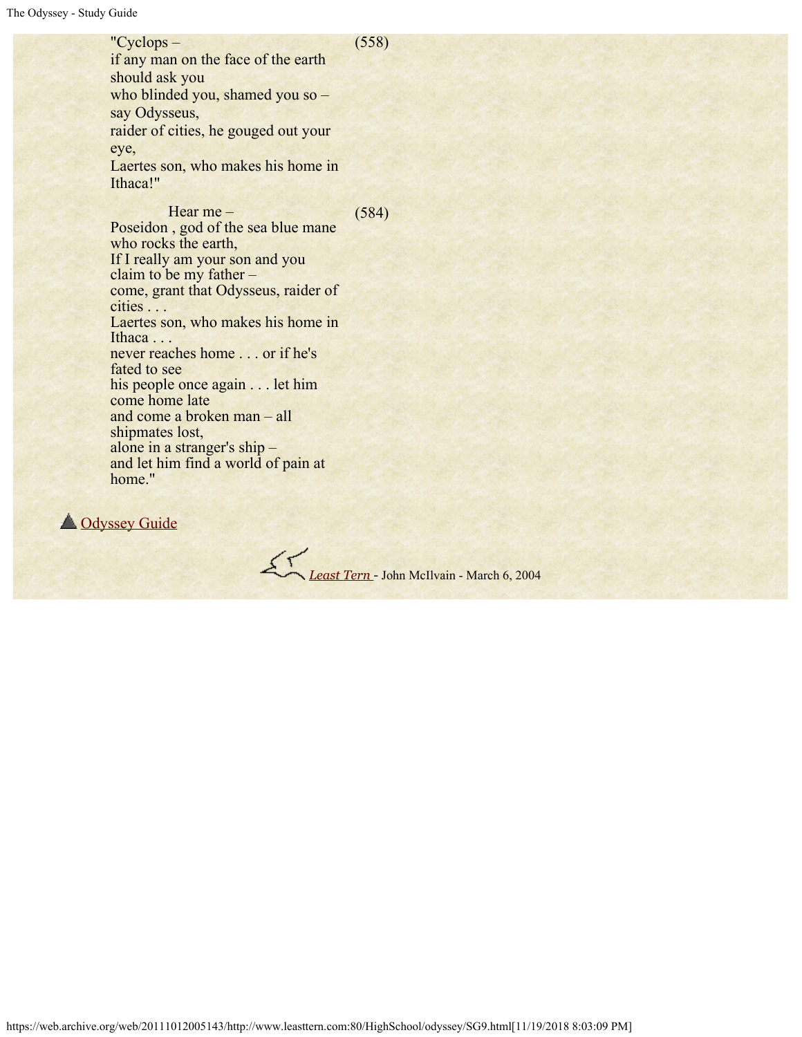"Cyclops –
if any man on the face of the earth should ask you
who blinded you, shamed you so – say Odysseus,
raider of cities, he gouged out your eye,
Laertes son, who makes his home in Ithaca!" (558)

Hear me –
Poseidon , god of the sea blue mane who rocks the earth,
If I really am your son and you claim to be my father –
come, grant that Odysseus, raider of cities . . .
Laertes son, who makes his home in Ithaca . . .
never reaches home . . . or if he's fated to see
his people once again . . . let him come home late
and come a broken man – all shipmates lost,
alone in a stranger's ship –
and let him find a world of pain at home." (584)

Odyssey Guide

*Least Tern* - John McIlvain - March 6, 2004